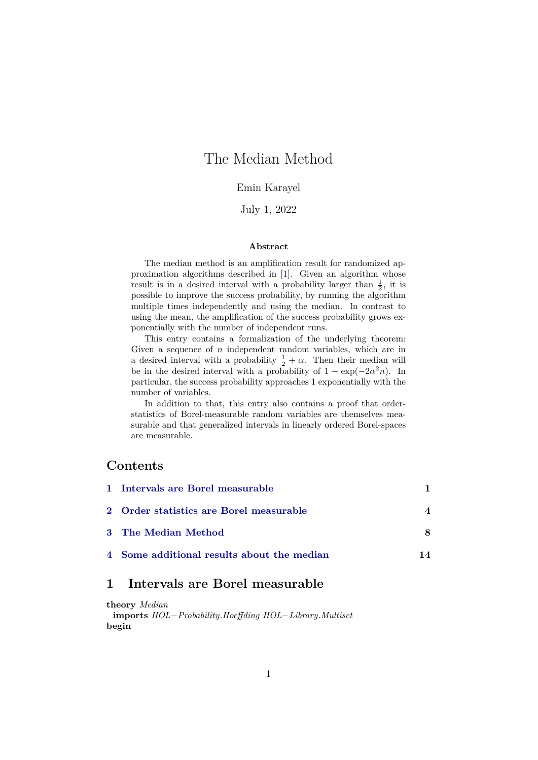# The Median Method

Emin Karayel

July 1, 2022

### Abstract

The median method is an amplification result for randomized approximation algorithms described in [1]. Given an algorithm whose result is in a desired interval with a probability larger than $\frac{1}{2}$, it is possible to improve the success probability, by running the algorithm multiple times independently and using the median. In contrast to using the mean, the amplification of the success probability grows exponentially with the number of independent runs.

This entry contains a formalization of the underlying theorem: Given a sequence of $n$ independent random variables, which are in a desired interval with a probability $\frac{1}{2} + \alpha$. Then their median will be in the desired interval with a probability of $1 - \exp(-2\alpha^2 n)$. In particular, the success probability approaches 1 exponentially with the number of variables.

In addition to that, this entry also contains a proof that order-statistics of Borel-measurable random variables are themselves measurable and that generalized intervals in linearly ordered Borel-spaces are measurable.

## Contents

| | | |
|---|---|---|
| **1** | **Intervals are Borel measurable** | **1** |
| **2** | **Order statistics are Borel measurable** | **4** |
| **3** | **The Median Method** | **8** |
| **4** | **Some additional results about the median** | **14** |

## 1 Intervals are Borel measurable

```
theory Median
  imports HOL−Probability.Hoeffding HOL−Library.Multiset
begin
```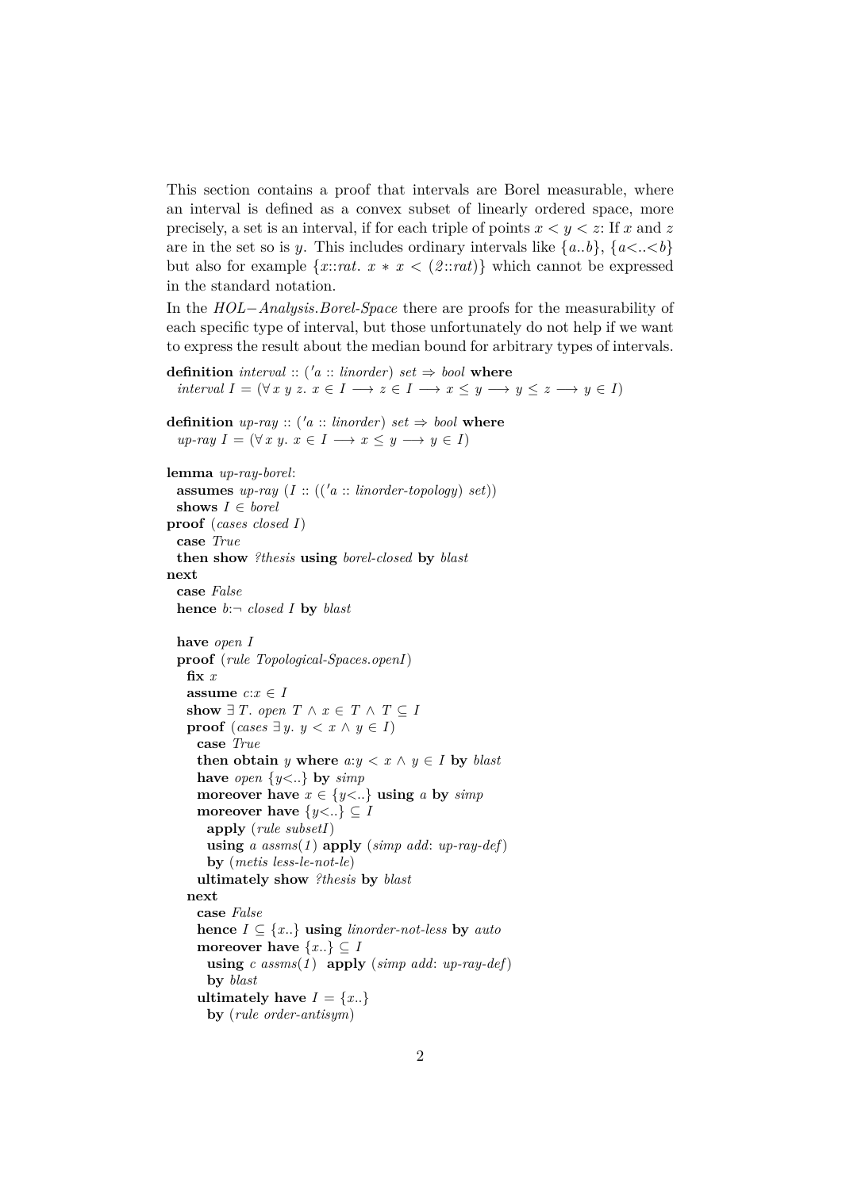This section contains a proof that intervals are Borel measurable, where an interval is defined as a convex subset of linearly ordered space, more precisely, a set is an interval, if for each triple of points $x < y < z$: If $x$ and $z$ are in the set so is $y$. This includes ordinary intervals like $\{a..b\}$, $\{a<..<b\}$ but also for example $\{x::rat.\ x * x < (2::rat)\}$ which cannot be expressed in the standard notation.

In the *HOL−Analysis.Borel-Space* there are proofs for the measurability of each specific type of interval, but those unfortunately do not help if we want to express the result about the median bound for arbitrary types of intervals.

```
definition interval :: ('a :: linorder) set ⇒ bool where
  interval I = (∀ x y z. x ∈ I ⟶ z ∈ I ⟶ x ≤ y ⟶ y ≤ z ⟶ y ∈ I)

definition up-ray :: ('a :: linorder) set ⇒ bool where
  up-ray I = (∀ x y. x ∈ I ⟶ x ≤ y ⟶ y ∈ I)

lemma up-ray-borel:
  assumes up-ray (I :: (('a :: linorder-topology) set))
  shows I ∈ borel
proof (cases closed I)
  case True
  then show ?thesis using borel-closed by blast
next
  case False
  hence b:¬ closed I by blast

  have open I
  proof (rule Topological-Spaces.openI)
    fix x
    assume c:x ∈ I
    show ∃ T. open T ∧ x ∈ T ∧ T ⊆ I
    proof (cases ∃ y. y < x ∧ y ∈ I)
      case True
      then obtain y where a:y < x ∧ y ∈ I by blast
      have open {y<..} by simp
      moreover have x ∈ {y<..} using a by simp
      moreover have {y<..} ⊆ I
        apply (rule subsetI)
        using a assms(1) apply (simp add: up-ray-def)
        by (metis less-le-not-le)
      ultimately show ?thesis by blast
    next
      case False
      hence I ⊆ {x..} using linorder-not-less by auto
      moreover have {x..} ⊆ I
        using c assms(1) apply (simp add: up-ray-def)
        by blast
      ultimately have I = {x..}
        by (rule order-antisym)
```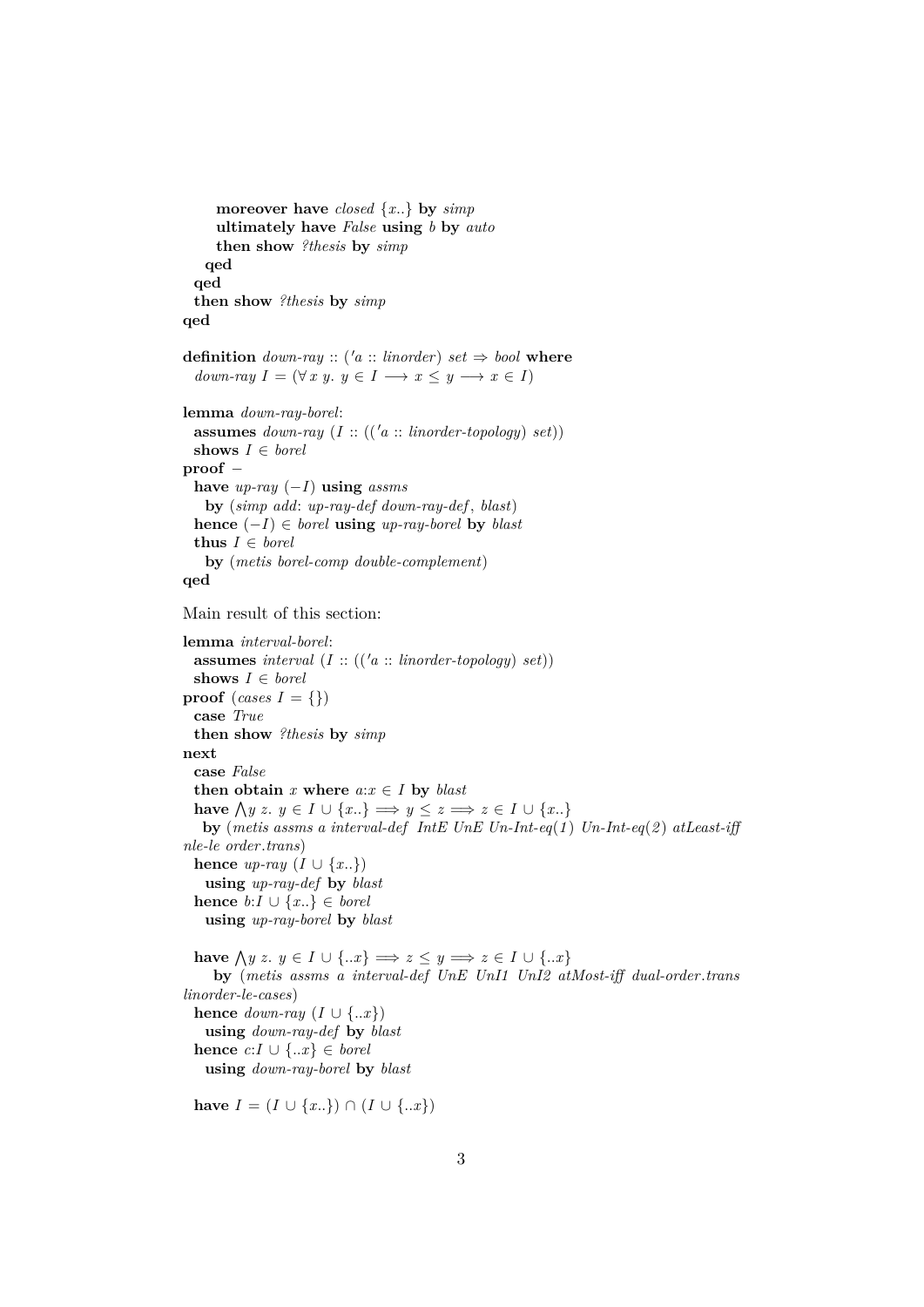```
      moreover have closed {x..} by simp
      ultimately have False using b by auto
      then show ?thesis by simp
    qed
  qed
  then show ?thesis by simp
qed

definition down-ray :: ('a :: linorder) set ⇒ bool where
  down-ray I = (∀ x y. y ∈ I ⟶ x ≤ y ⟶ x ∈ I)

lemma down-ray-borel:
  assumes down-ray (I :: (('a :: linorder-topology) set))
  shows I ∈ borel
proof −
  have up-ray (−I) using assms
    by (simp add: up-ray-def down-ray-def, blast)
  hence (−I) ∈ borel using up-ray-borel by blast
  thus I ∈ borel
    by (metis borel-comp double-complement)
qed
```

Main result of this section:

```
lemma interval-borel:
  assumes interval (I :: (('a :: linorder-topology) set))
  shows I ∈ borel
proof (cases I = {})
  case True
  then show ?thesis by simp
next
  case False
  then obtain x where a:x ∈ I by blast
  have ⋀y z. y ∈ I ∪ {x..} ⟹ y ≤ z ⟹ z ∈ I ∪ {x..}
    by (metis assms a interval-def IntE UnE Un-Int-eq(1) Un-Int-eq(2) atLeast-iff
nle-le order.trans)
  hence up-ray (I ∪ {x..})
    using up-ray-def by blast
  hence b:I ∪ {x..} ∈ borel
    using up-ray-borel by blast

  have ⋀y z. y ∈ I ∪ {..x} ⟹ z ≤ y ⟹ z ∈ I ∪ {..x}
     by (metis assms a interval-def UnE UnI1 UnI2 atMost-iff dual-order.trans
linorder-le-cases)
  hence down-ray (I ∪ {..x})
    using down-ray-def by blast
  hence c:I ∪ {..x} ∈ borel
    using down-ray-borel by blast

  have I = (I ∪ {x..}) ∩ (I ∪ {..x})
```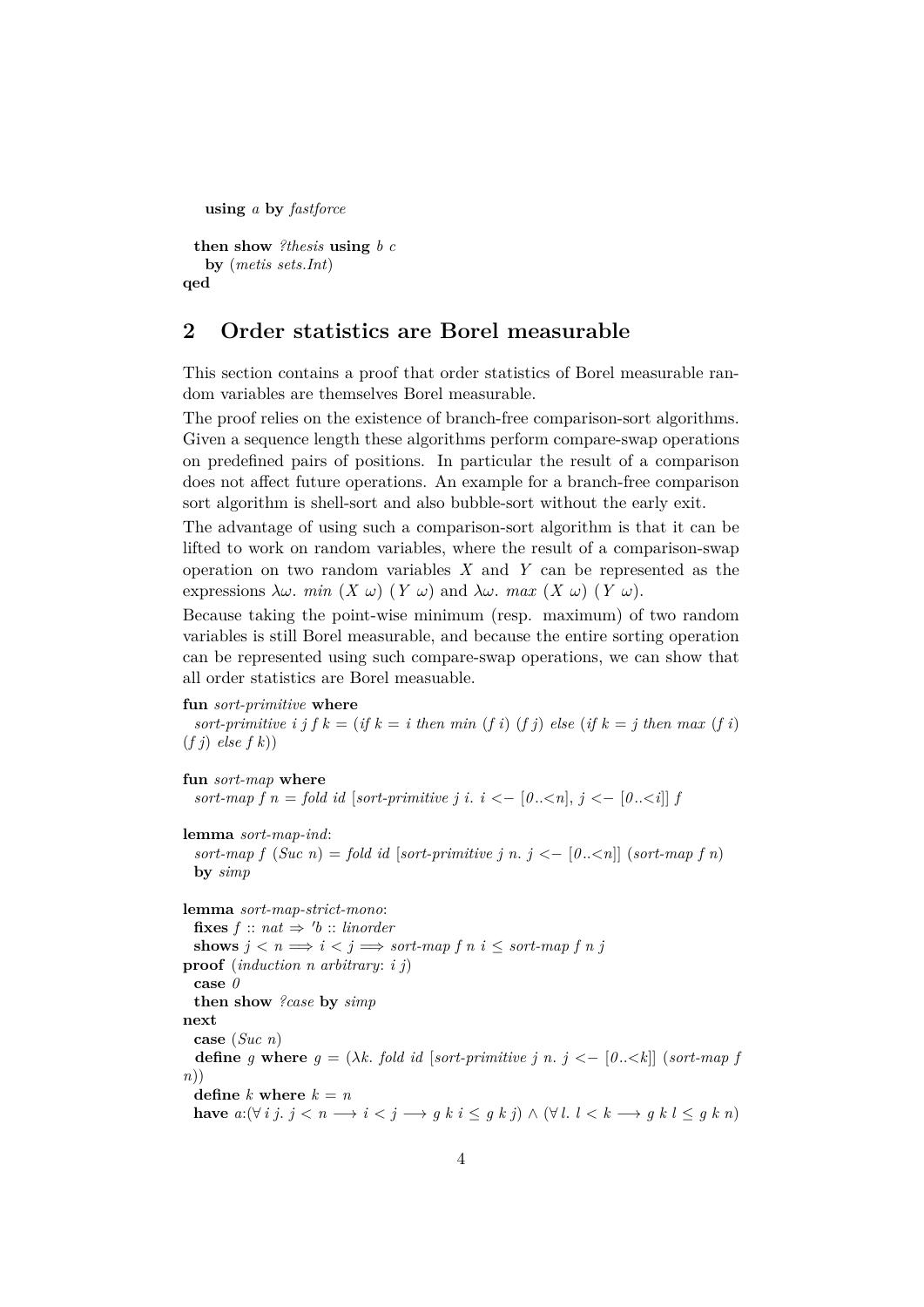```
    using a by fastforce

  then show ?thesis using b c
    by (metis sets.Int)
qed
```

## 2 Order statistics are Borel measurable

This section contains a proof that order statistics of Borel measurable random variables are themselves Borel measurable.

The proof relies on the existence of branch-free comparison-sort algorithms. Given a sequence length these algorithms perform compare-swap operations on predefined pairs of positions. In particular the result of a comparison does not affect future operations. An example for a branch-free comparison sort algorithm is shell-sort and also bubble-sort without the early exit.

The advantage of using such a comparison-sort algorithm is that it can be lifted to work on random variables, where the result of a comparison-swap operation on two random variables $X$ and $Y$ can be represented as the expressions $\lambda\omega.\ min\ (X\ \omega)\ (Y\ \omega)$ and $\lambda\omega.\ max\ (X\ \omega)\ (Y\ \omega)$.

Because taking the point-wise minimum (resp. maximum) of two random variables is still Borel measurable, and because the entire sorting operation can be represented using such compare-swap operations, we can show that all order statistics are Borel measuable.

```
fun sort-primitive where
  sort-primitive i j f k = (if k = i then min (f i) (f j) else (if k = j then max (f i)
(f j) else f k))

fun sort-map where
  sort-map f n = fold id [sort-primitive j i. i <− [0..<n], j <− [0..<i]] f

lemma sort-map-ind:
  sort-map f (Suc n) = fold id [sort-primitive j n. j <− [0..<n]] (sort-map f n)
  by simp

lemma sort-map-strict-mono:
  fixes f :: nat ⇒ 'b :: linorder
  shows j < n =⇒ i < j =⇒ sort-map f n i ≤ sort-map f n j
proof (induction n arbitrary: i j)
  case 0
  then show ?case by simp
next
  case (Suc n)
  define g where g = (λk. fold id [sort-primitive j n. j <− [0..<k]] (sort-map f
n))
  define k where k = n
  have a:(∀ i j. j < n −→ i < j −→ g k i ≤ g k j) ∧ (∀ l. l < k −→ g k l ≤ g k n)
```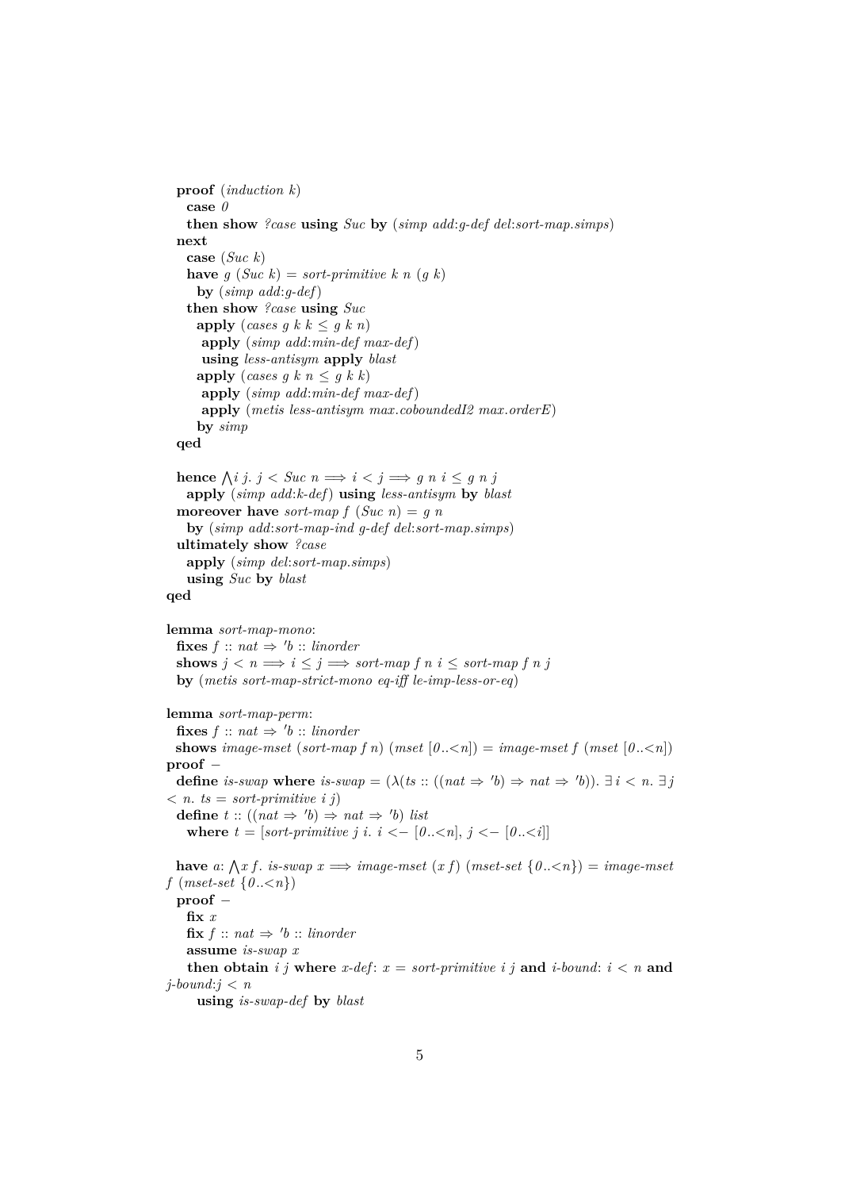```
  proof (induction k)
    case 0
    then show ?case using Suc by (simp add:g-def del:sort-map.simps)
  next
    case (Suc k)
    have g (Suc k) = sort-primitive k n (g k)
      by (simp add:g-def)
    then show ?case using Suc
      apply (cases g k k ≤ g k n)
       apply (simp add:min-def max-def)
       using less-antisym apply blast
      apply (cases g k n ≤ g k k)
       apply (simp add:min-def max-def)
       apply (metis less-antisym max.coboundedI2 max.orderE)
      by simp
  qed

  hence ⋀i j. j < Suc n ⟹ i < j ⟹ g n i ≤ g n j
    apply (simp add:k-def) using less-antisym by blast
  moreover have sort-map f (Suc n) = g n
    by (simp add:sort-map-ind g-def del:sort-map.simps)
  ultimately show ?case
    apply (simp del:sort-map.simps)
    using Suc by blast
qed

lemma sort-map-mono:
  fixes f :: nat ⇒ 'b :: linorder
  shows j < n ⟹ i ≤ j ⟹ sort-map f n i ≤ sort-map f n j
  by (metis sort-map-strict-mono eq-iff le-imp-less-or-eq)

lemma sort-map-perm:
  fixes f :: nat ⇒ 'b :: linorder
  shows image-mset (sort-map f n) (mset [0..<n]) = image-mset f (mset [0..<n])
proof –
  define is-swap where is-swap = (λ(ts :: ((nat ⇒ 'b) ⇒ nat ⇒ 'b)). ∃ i < n. ∃ j
< n. ts = sort-primitive i j)
  define t :: ((nat ⇒ 'b) ⇒ nat ⇒ 'b) list
    where t = [sort-primitive j i. i <− [0..<n], j <− [0..<i]]

  have a: ⋀x f. is-swap x ⟹ image-mset (x f) (mset-set {0..<n}) = image-mset
f (mset-set {0..<n})
  proof –
    fix x
    fix f :: nat ⇒ 'b :: linorder
    assume is-swap x
    then obtain i j where x-def: x = sort-primitive i j and i-bound: i < n and
j-bound:j < n
      using is-swap-def by blast
```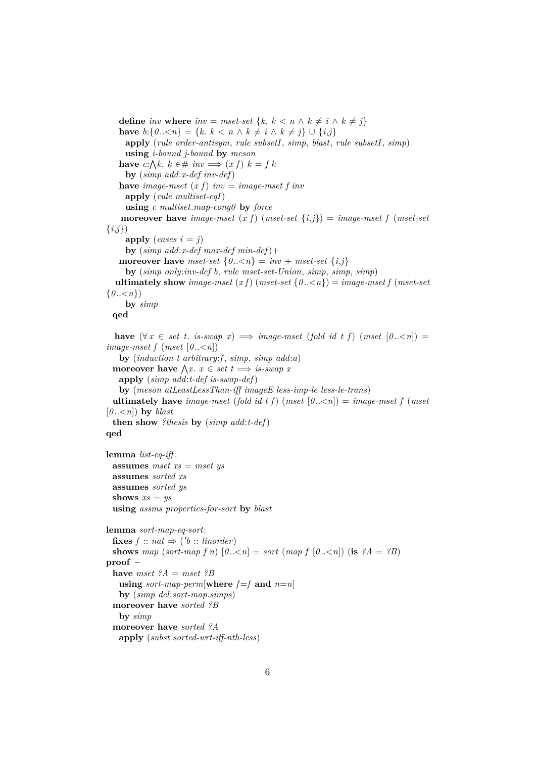```
    define inv where inv = mset-set {k. k < n ∧ k ≠ i ∧ k ≠ j}
    have b:{0..<n} = {k. k < n ∧ k ≠ i ∧ k ≠ j} ∪ {i,j}
      apply (rule order-antisym, rule subsetI, simp, blast, rule subsetI, simp)
      using i-bound j-bound by meson
    have c:⋀k. k ∈# inv ⟹ (x f) k = f k
      by (simp add:x-def inv-def)
    have image-mset (x f) inv = image-mset f inv
      apply (rule multiset-eqI)
      using c multiset.map-cong0 by force
    moreover have image-mset (x f) (mset-set {i,j}) = image-mset f (mset-set {i,j})
      apply (cases i = j)
      by (simp add:x-def max-def min-def)+
    moreover have mset-set {0..<n} = inv + mset-set {i,j}
      by (simp only:inv-def b, rule mset-set-Union, simp, simp, simp)
    ultimately show image-mset (x f) (mset-set {0..<n}) = image-mset f (mset-set {0..<n})
      by simp
  qed

  have (∀ x ∈ set t. is-swap x) ⟹ image-mset (fold id t f) (mset [0..<n]) = image-mset f (mset [0..<n])
    by (induction t arbitrary:f, simp, simp add:a)
  moreover have ⋀x. x ∈ set t ⟹ is-swap x
    apply (simp add:t-def is-swap-def)
    by (meson atLeastLessThan-iff imageE less-imp-le less-le-trans)
  ultimately have image-mset (fold id t f) (mset [0..<n]) = image-mset f (mset [0..<n]) by blast
  then show ?thesis by (simp add:t-def)
qed

lemma list-eq-iff:
  assumes mset xs = mset ys
  assumes sorted xs
  assumes sorted ys
  shows xs = ys
  using assms properties-for-sort by blast

lemma sort-map-eq-sort:
  fixes f :: nat ⇒ ('b :: linorder)
  shows map (sort-map f n) [0..<n] = sort (map f [0..<n]) (is ?A = ?B)
proof –
  have mset ?A = mset ?B
    using sort-map-perm[where f=f and n=n]
    by (simp del:sort-map.simps)
  moreover have sorted ?B
    by simp
  moreover have sorted ?A
    apply (subst sorted-wrt-iff-nth-less)
```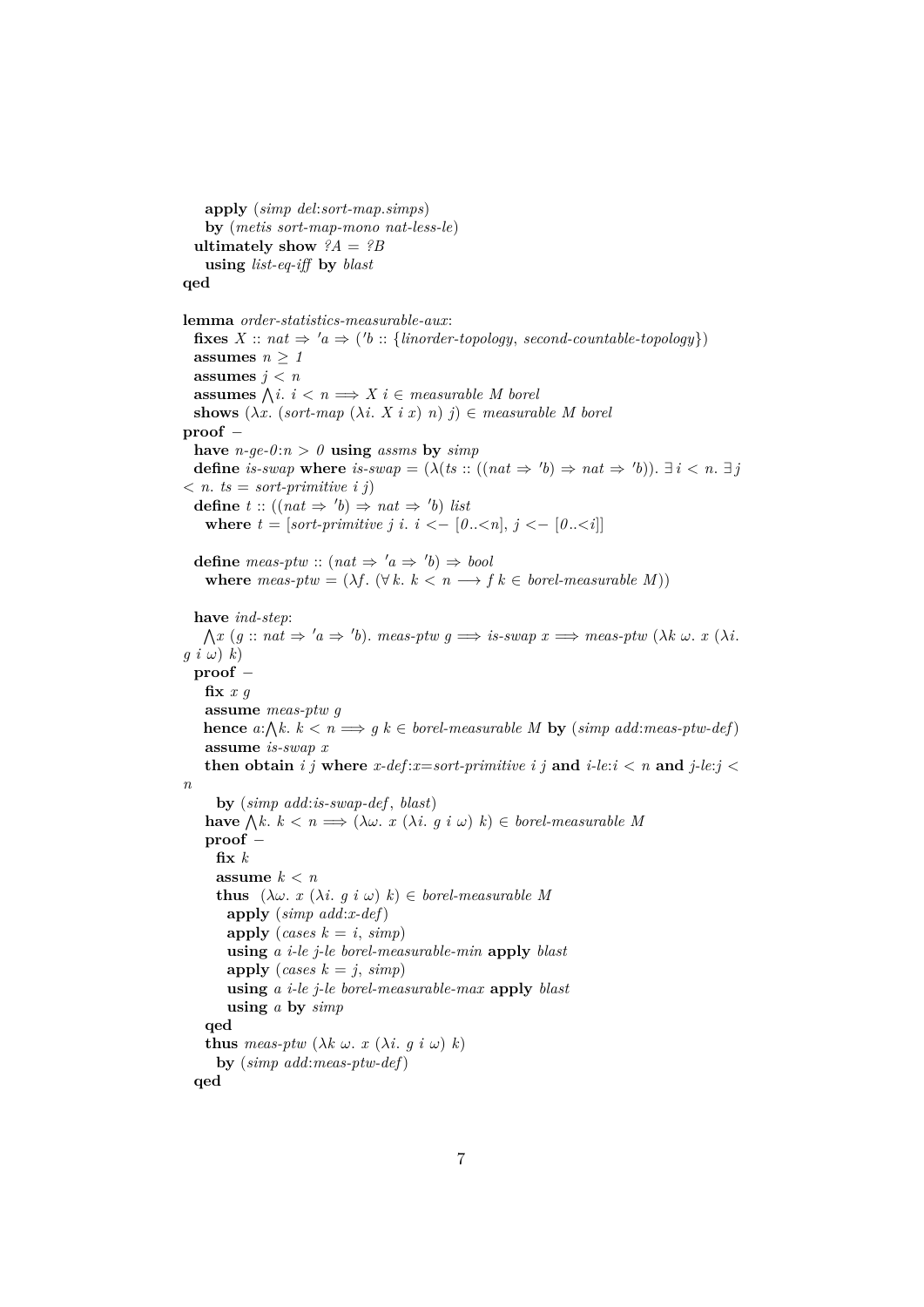```
    apply (simp del:sort-map.simps)
    by (metis sort-map-mono nat-less-le)
  ultimately show ?A = ?B
    using list-eq-iff by blast
qed

lemma order-statistics-measurable-aux:
  fixes X :: nat ⇒ 'a ⇒ ('b :: {linorder-topology, second-countable-topology})
  assumes n ≥ 1
  assumes j < n
  assumes ⋀i. i < n ⟹ X i ∈ measurable M borel
  shows (λx. (sort-map (λi. X i x) n) j) ∈ measurable M borel
proof −
  have n-ge-0:n > 0 using assms by simp
  define is-swap where is-swap = (λ(ts :: ((nat ⇒ 'b) ⇒ nat ⇒ 'b)). ∃ i < n. ∃ j
< n. ts = sort-primitive i j)
  define t :: ((nat ⇒ 'b) ⇒ nat ⇒ 'b) list
    where t = [sort-primitive j i. i <− [0..<n], j <− [0..<i]]

  define meas-ptw :: (nat ⇒ 'a ⇒ 'b) ⇒ bool
    where meas-ptw = (λf. (∀ k. k < n ⟶ f k ∈ borel-measurable M))

  have ind-step:
    ⋀x (g :: nat ⇒ 'a ⇒ 'b). meas-ptw g ⟹ is-swap x ⟹ meas-ptw (λk ω. x (λi.
g i ω) k)
  proof −
    fix x g
    assume meas-ptw g
    hence a:⋀k. k < n ⟹ g k ∈ borel-measurable M by (simp add:meas-ptw-def)
    assume is-swap x
    then obtain i j where x-def:x=sort-primitive i j and i-le:i < n and j-le:j <
n
      by (simp add:is-swap-def, blast)
    have ⋀k. k < n ⟹ (λω. x (λi. g i ω) k) ∈ borel-measurable M
    proof −
      fix k
      assume k < n
      thus  (λω. x (λi. g i ω) k) ∈ borel-measurable M
        apply (simp add:x-def)
        apply (cases k = i, simp)
        using a i-le j-le borel-measurable-min apply blast
        apply (cases k = j, simp)
        using a i-le j-le borel-measurable-max apply blast
        using a by simp
    qed
    thus meas-ptw (λk ω. x (λi. g i ω) k)
      by (simp add:meas-ptw-def)
  qed
```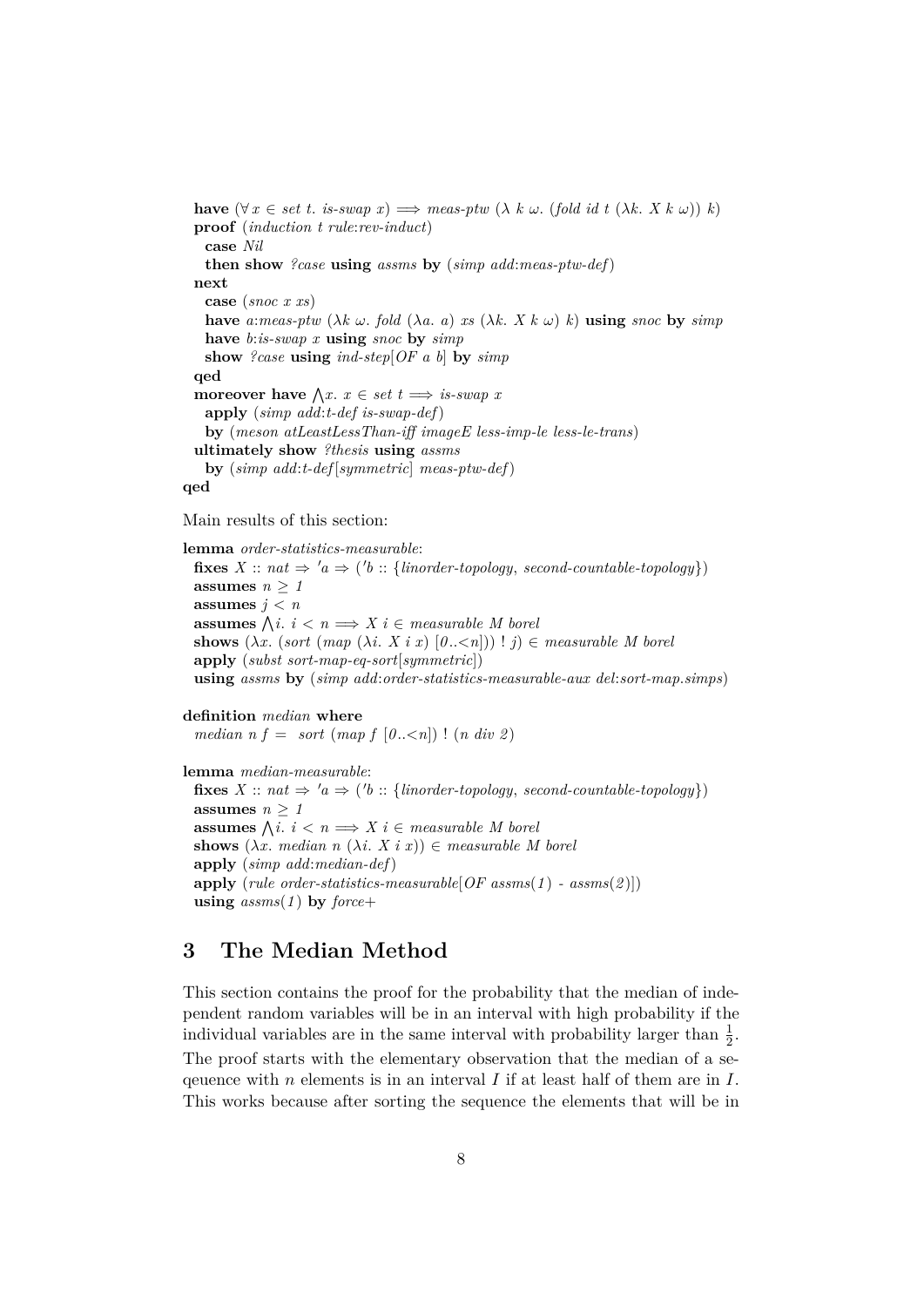```
  have (∀ x ∈ set t. is-swap x) ⟹ meas-ptw (λ k ω. (fold id t (λk. X k ω)) k)
  proof (induction t rule:rev-induct)
    case Nil
    then show ?case using assms by (simp add:meas-ptw-def)
  next
    case (snoc x xs)
    have a:meas-ptw (λk ω. fold (λa. a) xs (λk. X k ω) k) using snoc by simp
    have b:is-swap x using snoc by simp
    show ?case using ind-step[OF a b] by simp
  qed
  moreover have ⋀x. x ∈ set t ⟹ is-swap x
    apply (simp add:t-def is-swap-def)
    by (meson atLeastLessThan-iff imageE less-imp-le less-le-trans)
  ultimately show ?thesis using assms
    by (simp add:t-def[symmetric] meas-ptw-def)
qed
```

Main results of this section:

```
lemma order-statistics-measurable:
  fixes X :: nat ⇒ 'a ⇒ ('b :: {linorder-topology, second-countable-topology})
  assumes n ≥ 1
  assumes j < n
  assumes ⋀i. i < n ⟹ X i ∈ measurable M borel
  shows (λx. (sort (map (λi. X i x) [0..<n])) ! j) ∈ measurable M borel
  apply (subst sort-map-eq-sort[symmetric])
  using assms by (simp add:order-statistics-measurable-aux del:sort-map.simps)

definition median where
  median n f = sort (map f [0..<n]) ! (n div 2)

lemma median-measurable:
  fixes X :: nat ⇒ 'a ⇒ ('b :: {linorder-topology, second-countable-topology})
  assumes n ≥ 1
  assumes ⋀i. i < n ⟹ X i ∈ measurable M borel
  shows (λx. median n (λi. X i x)) ∈ measurable M borel
  apply (simp add:median-def)
  apply (rule order-statistics-measurable[OF assms(1) - assms(2)])
  using assms(1) by force+
```

# 3 The Median Method

This section contains the proof for the probability that the median of independent random variables will be in an interval with high probability if the individual variables are in the same interval with probability larger than $\frac{1}{2}$. The proof starts with the elementary observation that the median of a seqeuence with $n$ elements is in an interval $I$ if at least half of them are in $I$. This works because after sorting the sequence the elements that will be in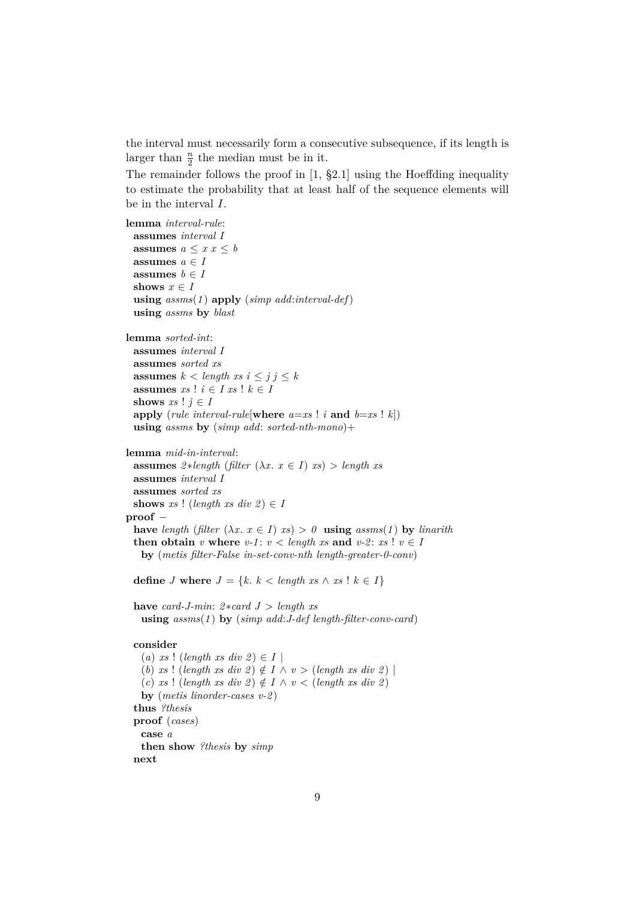the interval must necessarily form a consecutive subsequence, if its length is larger than $\frac{n}{2}$ the median must be in it.

The remainder follows the proof in [1, §2.1] using the Hoeffding inequality to estimate the probability that at least half of the sequence elements will be in the interval $I$.

```
lemma interval-rule:
  assumes interval I
  assumes a ≤ x x ≤ b
  assumes a ∈ I
  assumes b ∈ I
  shows x ∈ I
  using assms(1) apply (simp add:interval-def)
  using assms by blast

lemma sorted-int:
  assumes interval I
  assumes sorted xs
  assumes k < length xs i ≤ j j ≤ k
  assumes xs ! i ∈ I xs ! k ∈ I
  shows xs ! j ∈ I
  apply (rule interval-rule[where a=xs ! i and b=xs ! k])
  using assms by (simp add: sorted-nth-mono)+

lemma mid-in-interval:
  assumes 2*length (filter (λx. x ∈ I) xs) > length xs
  assumes interval I
  assumes sorted xs
  shows xs ! (length xs div 2) ∈ I
proof −
  have length (filter (λx. x ∈ I) xs) > 0  using assms(1) by linarith
  then obtain v where v-1: v < length xs and v-2: xs ! v ∈ I
    by (metis filter-False in-set-conv-nth length-greater-0-conv)

  define J where J = {k. k < length xs ∧ xs ! k ∈ I}

  have card-J-min: 2*card J > length xs
    using assms(1) by (simp add:J-def length-filter-conv-card)

  consider
    (a) xs ! (length xs div 2) ∈ I |
    (b) xs ! (length xs div 2) ∉ I ∧ v > (length xs div 2) |
    (c) xs ! (length xs div 2) ∉ I ∧ v < (length xs div 2)
    by (metis linorder-cases v-2)
  thus ?thesis
  proof (cases)
    case a
    then show ?thesis by simp
  next
```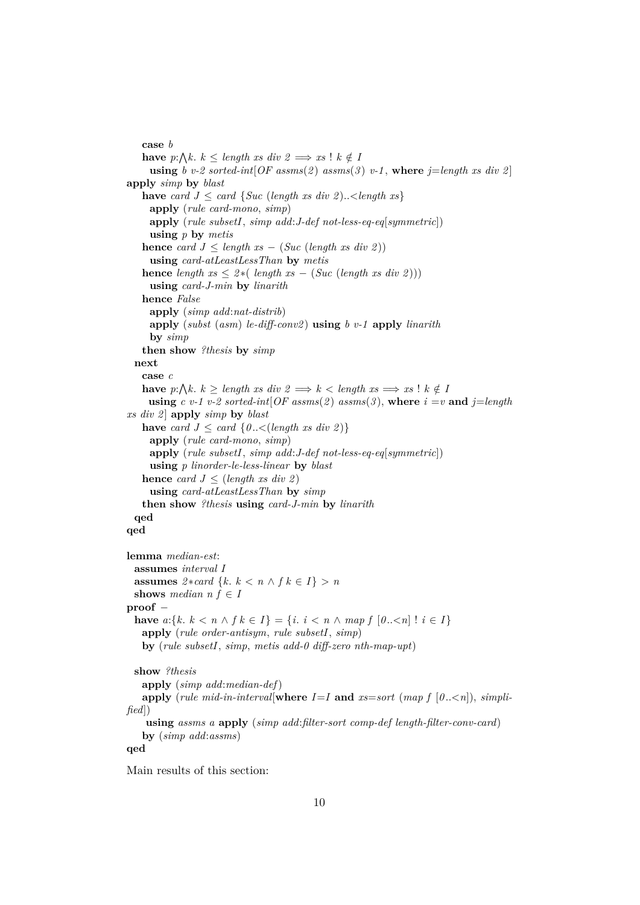```
    case b
    have p:⋀k. k ≤ length xs div 2 ⟹ xs ! k ∉ I
      using b v-2 sorted-int[OF assms(2) assms(3) v-1, where j=length xs div 2]
apply simp by blast
    have card J ≤ card {Suc (length xs div 2)..<length xs}
      apply (rule card-mono, simp)
      apply (rule subsetI, simp add:J-def not-less-eq-eq[symmetric])
      using p by metis
    hence card J ≤ length xs − (Suc (length xs div 2))
      using card-atLeastLessThan by metis
    hence length xs ≤ 2*( length xs − (Suc (length xs div 2)))
      using card-J-min by linarith
    hence False
      apply (simp add:nat-distrib)
      apply (subst (asm) le-diff-conv2) using b v-1 apply linarith
      by simp
    then show ?thesis by simp
  next
    case c
    have p:⋀k. k ≥ length xs div 2 ⟹ k < length xs ⟹ xs ! k ∉ I
     using c v-1 v-2 sorted-int[OF assms(2) assms(3), where i =v and j=length
xs div 2] apply simp by blast
    have card J ≤ card {0..<(length xs div 2)}
      apply (rule card-mono, simp)
      apply (rule subsetI, simp add:J-def not-less-eq-eq[symmetric])
      using p linorder-le-less-linear by blast
    hence card J ≤ (length xs div 2)
      using card-atLeastLessThan by simp
    then show ?thesis using card-J-min by linarith
  qed
qed

lemma median-est:
  assumes interval I
  assumes 2*card {k. k < n ∧ f k ∈ I} > n
  shows median n f ∈ I
proof −
  have a:{k. k < n ∧ f k ∈ I} = {i. i < n ∧ map f [0..<n] ! i ∈ I}
    apply (rule order-antisym, rule subsetI, simp)
    by (rule subsetI, simp, metis add-0 diff-zero nth-map-upt)

  show ?thesis
    apply (simp add:median-def)
    apply (rule mid-in-interval[where I=I and xs=sort (map f [0..<n]), simpli-
fied])
     using assms a apply (simp add:filter-sort comp-def length-filter-conv-card)
    by (simp add:assms)
qed
```

Main results of this section: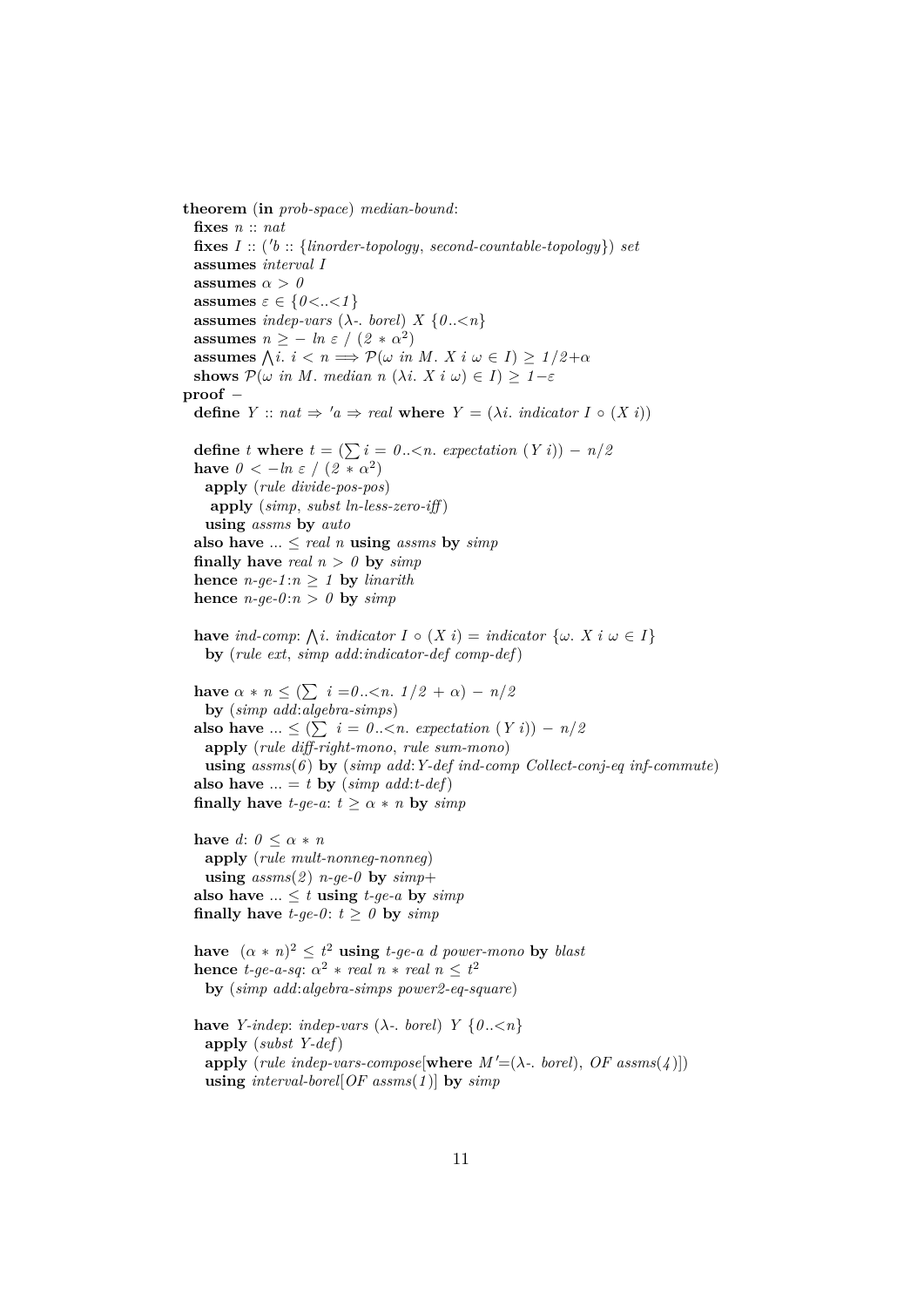```
theorem (in prob-space) median-bound:
  fixes n :: nat
  fixes I :: ('b :: {linorder-topology, second-countable-topology}) set
  assumes interval I
  assumes α > 0
  assumes ε ∈ {0<..<1}
  assumes indep-vars (λ-. borel) X {0..<n}
  assumes n ≥ − ln ε / (2 ∗ α²)
  assumes ⋀i. i < n ⟹ 𝒫(ω in M. X i ω ∈ I) ≥ 1/2+α
  shows 𝒫(ω in M. median n (λi. X i ω) ∈ I) ≥ 1−ε
proof −
  define Y :: nat ⇒ 'a ⇒ real where Y = (λi. indicator I ∘ (X i))

  define t where t = (∑ i = 0..<n. expectation (Y i)) − n/2
  have 0 < −ln ε / (2 ∗ α²)
    apply (rule divide-pos-pos)
     apply (simp, subst ln-less-zero-iff)
    using assms by auto
  also have ... ≤ real n using assms by simp
  finally have real n > 0 by simp
  hence n-ge-1:n ≥ 1 by linarith
  hence n-ge-0:n > 0 by simp

  have ind-comp: ⋀i. indicator I ∘ (X i) = indicator {ω. X i ω ∈ I}
    by (rule ext, simp add:indicator-def comp-def)

  have α ∗ n ≤ (∑ i =0..<n. 1/2 + α) − n/2
    by (simp add:algebra-simps)
  also have ... ≤ (∑ i = 0..<n. expectation (Y i)) − n/2
    apply (rule diff-right-mono, rule sum-mono)
    using assms(6) by (simp add:Y-def ind-comp Collect-conj-eq inf-commute)
  also have ... = t by (simp add:t-def)
  finally have t-ge-a: t ≥ α ∗ n by simp

  have d: 0 ≤ α ∗ n
    apply (rule mult-nonneg-nonneg)
    using assms(2) n-ge-0 by simp+
  also have ... ≤ t using t-ge-a by simp
  finally have t-ge-0: t ≥ 0 by simp

  have (α ∗ n)² ≤ t² using t-ge-a d power-mono by blast
  hence t-ge-a-sq: α² ∗ real n ∗ real n ≤ t²
    by (simp add:algebra-simps power2-eq-square)

  have Y-indep: indep-vars (λ-. borel) Y {0..<n}
    apply (subst Y-def)
    apply (rule indep-vars-compose[where M'=(λ-. borel), OF assms(4)])
    using interval-borel[OF assms(1)] by simp
```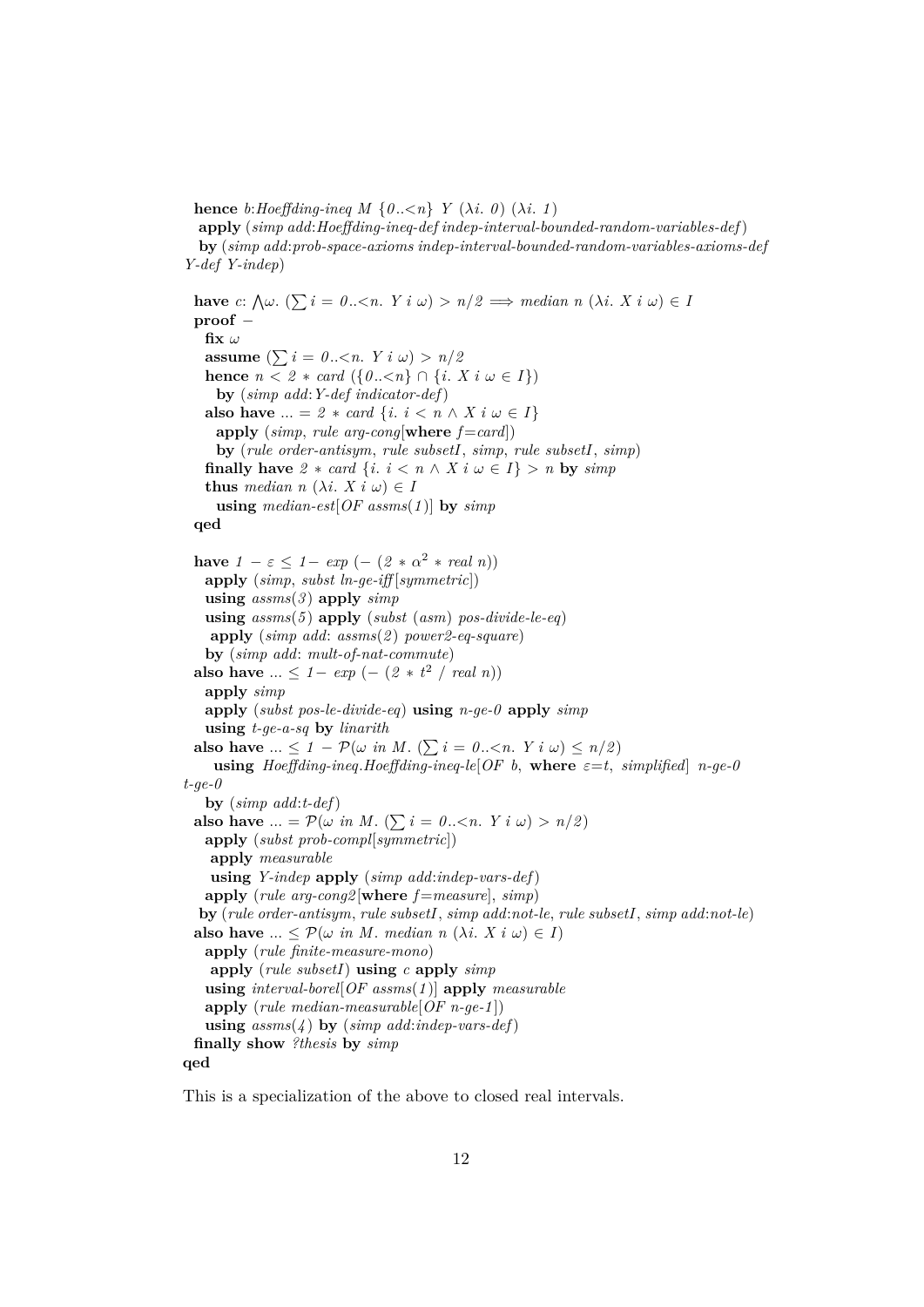```
  hence b:Hoeffding-ineq M {0..<n} Y (λi. 0) (λi. 1)
   apply (simp add:Hoeffding-ineq-def indep-interval-bounded-random-variables-def)
   by (simp add:prob-space-axioms indep-interval-bounded-random-variables-axioms-def
Y-def Y-indep)

  have c: ⋀ω. (∑ i = 0..<n. Y i ω) > n/2 ⟹ median n (λi. X i ω) ∈ I
  proof –
    fix ω
    assume (∑ i = 0..<n. Y i ω) > n/2
    hence n < 2 * card ({0..<n} ∩ {i. X i ω ∈ I})
      by (simp add:Y-def indicator-def)
    also have ... = 2 * card {i. i < n ∧ X i ω ∈ I}
      apply (simp, rule arg-cong[where f=card])
      by (rule order-antisym, rule subsetI, simp, rule subsetI, simp)
    finally have 2 * card {i. i < n ∧ X i ω ∈ I} > n by simp
    thus median n (λi. X i ω) ∈ I
      using median-est[OF assms(1)] by simp
  qed

  have 1 − ε ≤ 1− exp (− (2 * α^2 * real n))
    apply (simp, subst ln-ge-iff[symmetric])
    using assms(3) apply simp
    using assms(5) apply (subst (asm) pos-divide-le-eq)
     apply (simp add: assms(2) power2-eq-square)
    by (simp add: mult-of-nat-commute)
  also have ... ≤ 1− exp (− (2 * t^2 / real n))
    apply simp
    apply (subst pos-le-divide-eq) using n-ge-0 apply simp
    using t-ge-a-sq by linarith
  also have ... ≤ 1 − 𝒫(ω in M. (∑ i = 0..<n. Y i ω) ≤ n/2)
     using Hoeffding-ineq.Hoeffding-ineq-le[OF b, where ε=t, simplified] n-ge-0
t-ge-0
    by (simp add:t-def)
  also have ... = 𝒫(ω in M. (∑ i = 0..<n. Y i ω) > n/2)
    apply (subst prob-compl[symmetric])
     apply measurable
     using Y-indep apply (simp add:indep-vars-def)
    apply (rule arg-cong2[where f=measure], simp)
   by (rule order-antisym, rule subsetI, simp add:not-le, rule subsetI, simp add:not-le)
  also have ... ≤ 𝒫(ω in M. median n (λi. X i ω) ∈ I)
    apply (rule finite-measure-mono)
     apply (rule subsetI) using c apply simp
    using interval-borel[OF assms(1)] apply measurable
    apply (rule median-measurable[OF n-ge-1])
    using assms(4) by (simp add:indep-vars-def)
  finally show ?thesis by simp
qed
```

This is a specialization of the above to closed real intervals.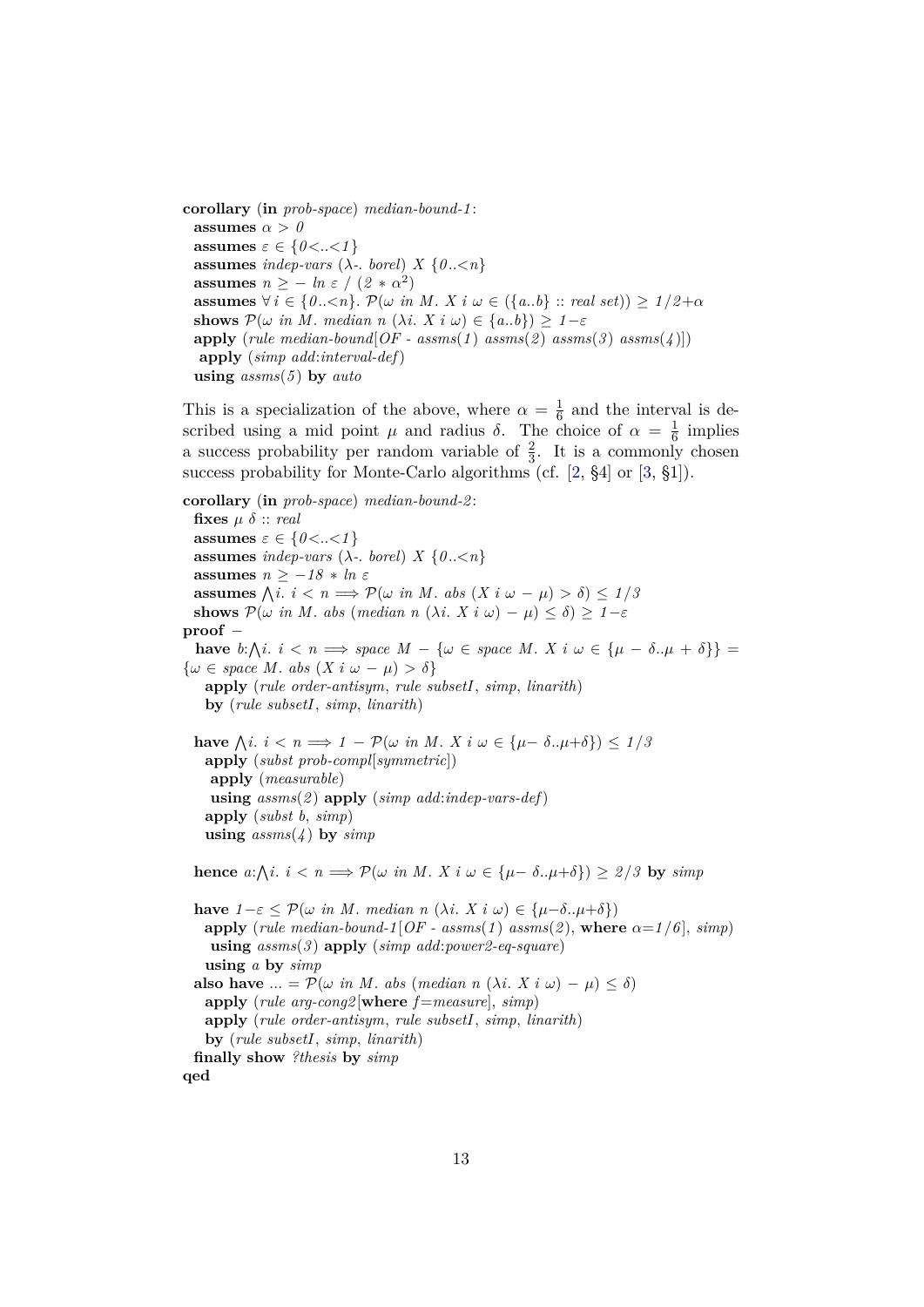```
corollary (in prob-space) median-bound-1:
  assumes α > 0
  assumes ε ∈ {0<..<1}
  assumes indep-vars (λ-. borel) X {0..<n}
  assumes n ≥ − ln ε / (2 ∗ α²)
  assumes ∀ i ∈ {0..<n}. P(ω in M. X i ω ∈ ({a..b} :: real set)) ≥ 1/2+α
  shows P(ω in M. median n (λi. X i ω) ∈ {a..b}) ≥ 1−ε
  apply (rule median-bound[OF - assms(1) assms(2) assms(3) assms(4)])
   apply (simp add:interval-def)
  using assms(5) by auto
```

This is a specialization of the above, where $\alpha = \frac{1}{6}$ and the interval is described using a mid point $\mu$ and radius $\delta$. The choice of $\alpha = \frac{1}{6}$ implies a success probability per random variable of $\frac{2}{3}$. It is a commonly chosen success probability for Monte-Carlo algorithms (cf. [2, §4] or [3, §1]).

```
corollary (in prob-space) median-bound-2:
  fixes μ δ :: real
  assumes ε ∈ {0<..<1}
  assumes indep-vars (λ-. borel) X {0..<n}
  assumes n ≥ −18 ∗ ln ε
  assumes ⋀i. i < n ⟹ P(ω in M. abs (X i ω − μ) > δ) ≤ 1/3
  shows P(ω in M. abs (median n (λi. X i ω) − μ) ≤ δ) ≥ 1−ε
proof −
  have b:⋀i. i < n ⟹ space M − {ω ∈ space M. X i ω ∈ {μ − δ..μ + δ}} =
{ω ∈ space M. abs (X i ω − μ) > δ}
    apply (rule order-antisym, rule subsetI, simp, linarith)
    by (rule subsetI, simp, linarith)

  have ⋀i. i < n ⟹ 1 − P(ω in M. X i ω ∈ {μ− δ..μ+δ}) ≤ 1/3
    apply (subst prob-compl[symmetric])
     apply (measurable)
     using assms(2) apply (simp add:indep-vars-def)
    apply (subst b, simp)
    using assms(4) by simp

  hence a:⋀i. i < n ⟹ P(ω in M. X i ω ∈ {μ− δ..μ+δ}) ≥ 2/3 by simp

  have 1−ε ≤ P(ω in M. median n (λi. X i ω) ∈ {μ−δ..μ+δ})
    apply (rule median-bound-1[OF - assms(1) assms(2), where α=1/6], simp)
     using assms(3) apply (simp add:power2-eq-square)
    using a by simp
  also have ... = P(ω in M. abs (median n (λi. X i ω) − μ) ≤ δ)
    apply (rule arg-cong2[where f=measure], simp)
    apply (rule order-antisym, rule subsetI, simp, linarith)
    by (rule subsetI, simp, linarith)
  finally show ?thesis by simp
qed
```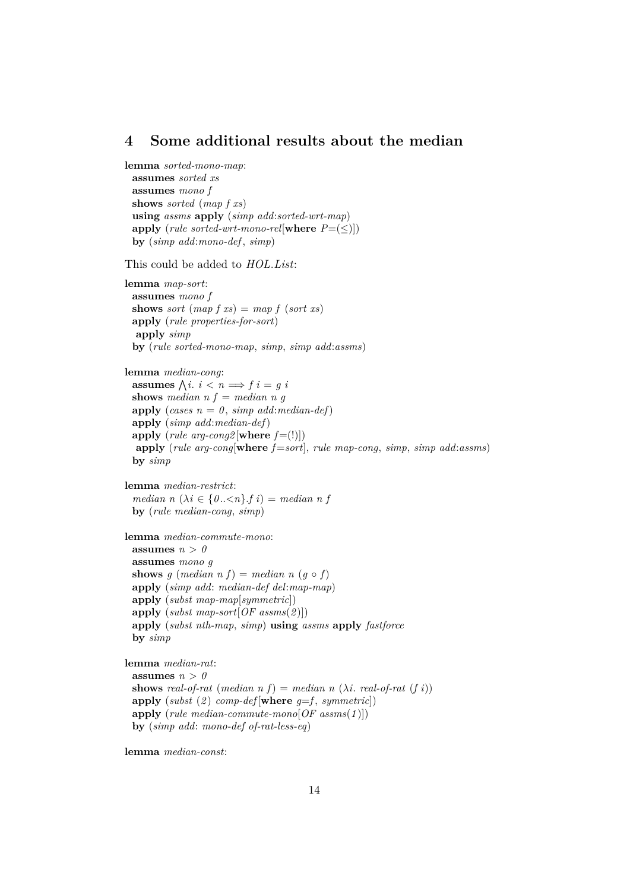## 4 Some additional results about the median

```
lemma sorted-mono-map:
  assumes sorted xs
  assumes mono f
  shows sorted (map f xs)
  using assms apply (simp add:sorted-wrt-map)
  apply (rule sorted-wrt-mono-rel[where P=(≤)])
  by (simp add:mono-def, simp)
```

This could be added to *HOL.List*:

```
lemma map-sort:
  assumes mono f
  shows sort (map f xs) = map f (sort xs)
  apply (rule properties-for-sort)
   apply simp
  by (rule sorted-mono-map, simp, simp add:assms)

lemma median-cong:
  assumes ⋀i. i < n ⟹ f i = g i
  shows median n f = median n g
  apply (cases n = 0, simp add:median-def)
  apply (simp add:median-def)
  apply (rule arg-cong2[where f=(!)])
   apply (rule arg-cong[where f=sort], rule map-cong, simp, simp add:assms)
  by simp

lemma median-restrict:
  median n (λi ∈ {0..<n}.f i) = median n f
  by (rule median-cong, simp)

lemma median-commute-mono:
  assumes n > 0
  assumes mono g
  shows g (median n f) = median n (g ∘ f)
  apply (simp add: median-def del:map-map)
  apply (subst map-map[symmetric])
  apply (subst map-sort[OF assms(2)])
  apply (subst nth-map, simp) using assms apply fastforce
  by simp

lemma median-rat:
  assumes n > 0
  shows real-of-rat (median n f) = median n (λi. real-of-rat (f i))
  apply (subst (2) comp-def[where g=f, symmetric])
  apply (rule median-commute-mono[OF assms(1)])
  by (simp add: mono-def of-rat-less-eq)

lemma median-const:
```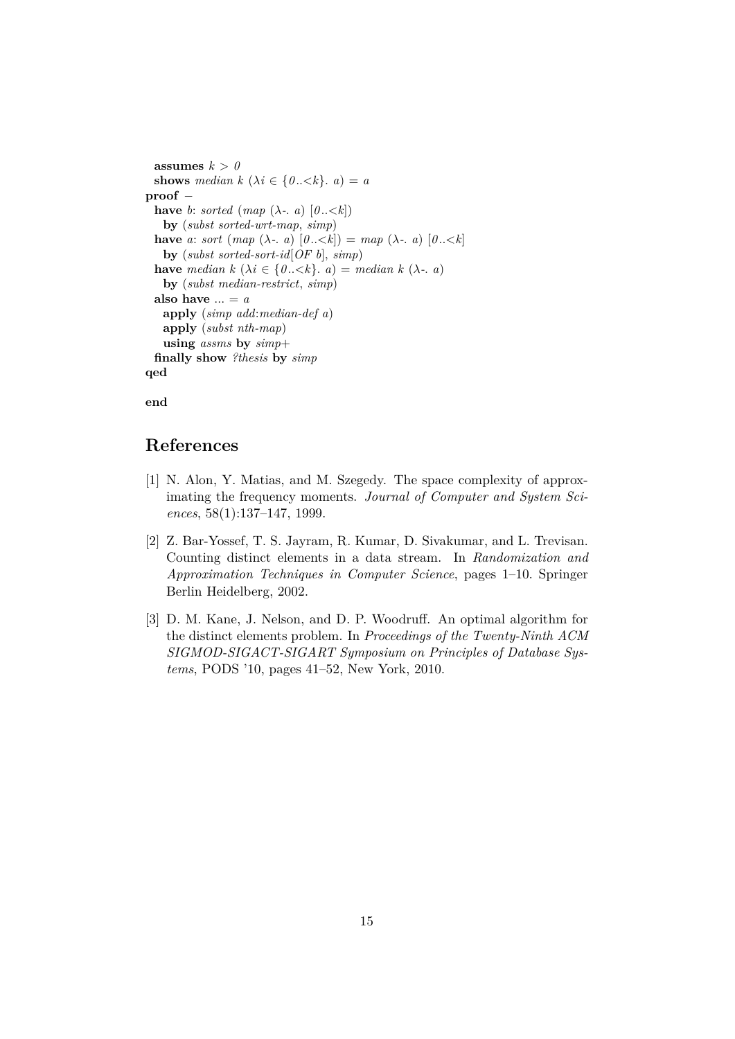```
  assumes k > 0
  shows median k (λi ∈ {0..<k}. a) = a
proof –
  have b: sorted (map (λ-. a) [0..<k])
    by (subst sorted-wrt-map, simp)
  have a: sort (map (λ-. a) [0..<k]) = map (λ-. a) [0..<k]
    by (subst sorted-sort-id[OF b], simp)
  have median k (λi ∈ {0..<k}. a) = median k (λ-. a)
    by (subst median-restrict, simp)
  also have ... = a
    apply (simp add:median-def a)
    apply (subst nth-map)
    using assms by simp+
  finally show ?thesis by simp
qed

end
```

## References

[1] N. Alon, Y. Matias, and M. Szegedy. The space complexity of approximating the frequency moments. *Journal of Computer and System Sciences*, 58(1):137–147, 1999.

[2] Z. Bar-Yossef, T. S. Jayram, R. Kumar, D. Sivakumar, and L. Trevisan. Counting distinct elements in a data stream. In *Randomization and Approximation Techniques in Computer Science*, pages 1–10. Springer Berlin Heidelberg, 2002.

[3] D. M. Kane, J. Nelson, and D. P. Woodruff. An optimal algorithm for the distinct elements problem. In *Proceedings of the Twenty-Ninth ACM SIGMOD-SIGACT-SIGART Symposium on Principles of Database Systems*, PODS '10, pages 41–52, New York, 2010.